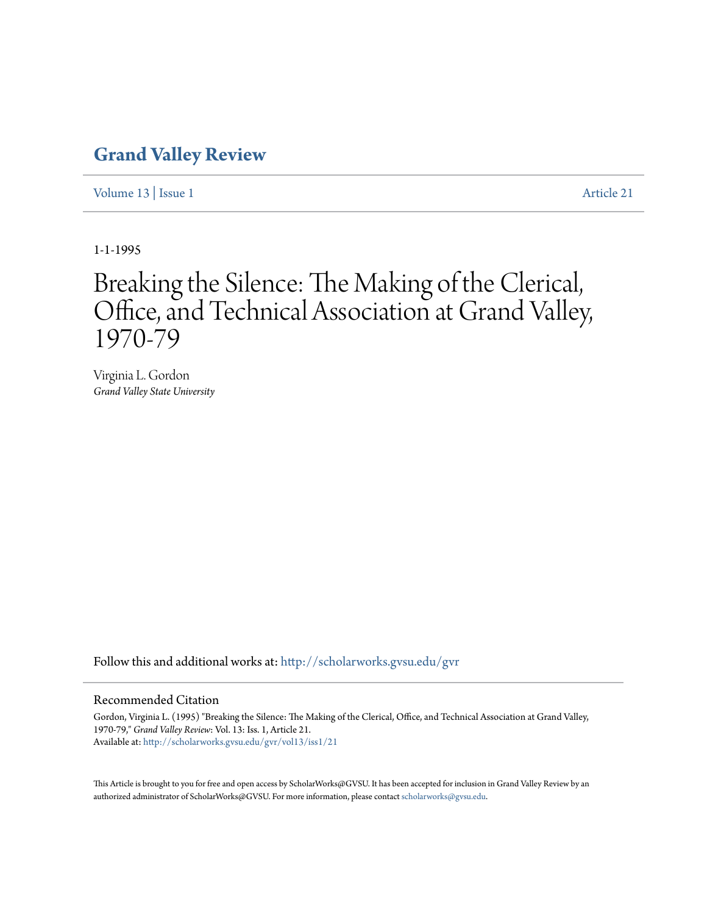# Grand Valley Review

Volume 13 | Issue 1 Article 21

1-1-1995

# Breaking the Silence: The Making of the Clerical, Office, and Technical Association at Grand Valley, 1970-79

Virginia L. Gordon
*Grand Valley State University*

Follow this and additional works at: http://scholarworks.gvsu.edu/gvr

## Recommended Citation

Gordon, Virginia L. (1995) "Breaking the Silence: The Making of the Clerical, Office, and Technical Association at Grand Valley, 1970-79," *Grand Valley Review*: Vol. 13: Iss. 1, Article 21.
Available at: http://scholarworks.gvsu.edu/gvr/vol13/iss1/21

This Article is brought to you for free and open access by ScholarWorks@GVSU. It has been accepted for inclusion in Grand Valley Review by an authorized administrator of ScholarWorks@GVSU. For more information, please contact scholarworks@gvsu.edu.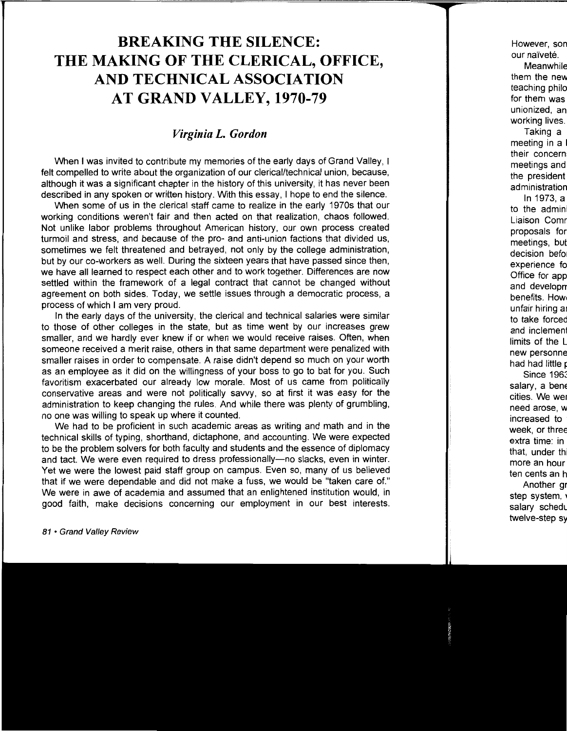# BREAKING THE SILENCE: THE MAKING OF THE CLERICAL, OFFICE, AND TECHNICAL ASSOCIATION AT GRAND VALLEY, 1970-79

*Virginia L. Gordon*

When I was invited to contribute my memories of the early days of Grand Valley, I felt compelled to write about the organization of our clerical/technical union, because, although it was a significant chapter in the history of this university, it has never been described in any spoken or written history. With this essay, I hope to end the silence.

When some of us in the clerical staff came to realize in the early 1970s that our working conditions weren't fair and then acted on that realization, chaos followed. Not unlike labor problems throughout American history, our own process created turmoil and stress, and because of the pro- and anti-union factions that divided us, sometimes we felt threatened and betrayed, not only by the college administration, but by our co-workers as well. During the sixteen years that have passed since then, we have all learned to respect each other and to work together. Differences are now settled within the framework of a legal contract that cannot be changed without agreement on both sides. Today, we settle issues through a democratic process, a process of which I am very proud.

In the early days of the university, the clerical and technical salaries were similar to those of other colleges in the state, but as time went by our increases grew smaller, and we hardly ever knew if or when we would receive raises. Often, when someone received a merit raise, others in that same department were penalized with smaller raises in order to compensate. A raise didn't depend so much on your worth as an employee as it did on the willingness of your boss to go to bat for you. Such favoritism exacerbated our already low morale. Most of us came from politically conservative areas and were not politically savvy, so at first it was easy for the administration to keep changing the rules. And while there was plenty of grumbling, no one was willing to speak up where it counted.

We had to be proficient in such academic areas as writing and math and in the technical skills of typing, shorthand, dictaphone, and accounting. We were expected to be the problem solvers for both faculty and students and the essence of diplomacy and tact. We were even required to dress professionally—no slacks, even in winter. Yet we were the lowest paid staff group on campus. Even so, many of us believed that if we were dependable and did not make a fuss, we would be "taken care of." We were in awe of academia and assumed that an enlightened institution would, in good faith, make decisions concerning our employment in our best interests.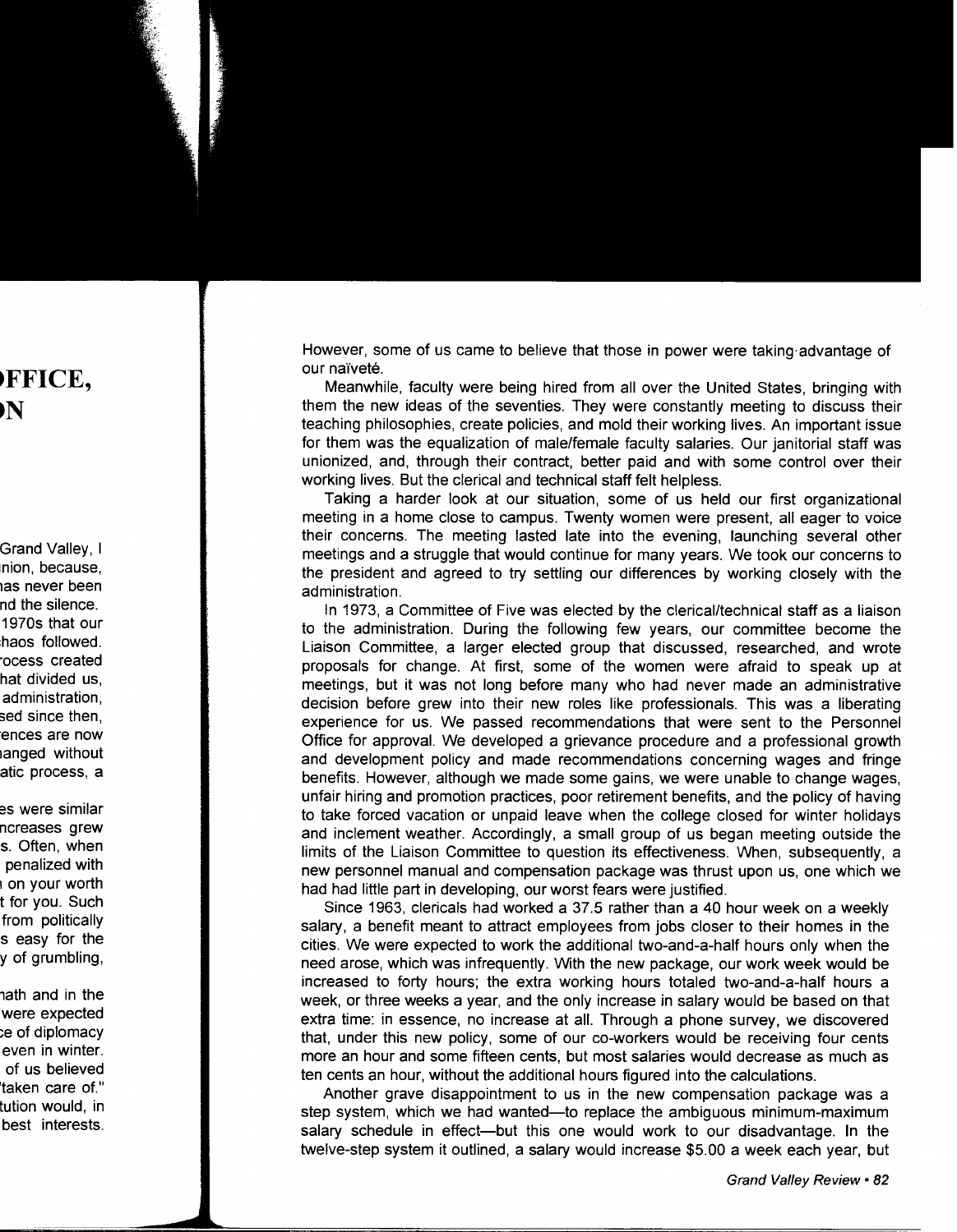However, some of us came to believe that those in power were taking advantage of our naïveté.

Meanwhile, faculty were being hired from all over the United States, bringing with them the new ideas of the seventies. They were constantly meeting to discuss their teaching philosophies, create policies, and mold their working lives. An important issue for them was the equalization of male/female faculty salaries. Our janitorial staff was unionized, and, through their contract, better paid and with some control over their working lives. But the clerical and technical staff felt helpless.

Taking a harder look at our situation, some of us held our first organizational meeting in a home close to campus. Twenty women were present, all eager to voice their concerns. The meeting lasted late into the evening, launching several other meetings and a struggle that would continue for many years. We took our concerns to the president and agreed to try settling our differences by working closely with the administration.

In 1973, a Committee of Five was elected by the clerical/technical staff as a liaison to the administration. During the following few years, our committee become the Liaison Committee, a larger elected group that discussed, researched, and wrote proposals for change. At first, some of the women were afraid to speak up at meetings, but it was not long before many who had never made an administrative decision before grew into their new roles like professionals. This was a liberating experience for us. We passed recommendations that were sent to the Personnel Office for approval. We developed a grievance procedure and a professional growth and development policy and made recommendations concerning wages and fringe benefits. However, although we made some gains, we were unable to change wages, unfair hiring and promotion practices, poor retirement benefits, and the policy of having to take forced vacation or unpaid leave when the college closed for winter holidays and inclement weather. Accordingly, a small group of us began meeting outside the limits of the Liaison Committee to question its effectiveness. When, subsequently, a new personnel manual and compensation package was thrust upon us, one which we had had little part in developing, our worst fears were justified.

Since 1963, clericals had worked a 37.5 rather than a 40 hour week on a weekly salary, a benefit meant to attract employees from jobs closer to their homes in the cities. We were expected to work the additional two-and-a-half hours only when the need arose, which was infrequently. With the new package, our work week would be increased to forty hours; the extra working hours totaled two-and-a-half hours a week, or three weeks a year, and the only increase in salary would be based on that extra time: in essence, no increase at all. Through a phone survey, we discovered that, under this new policy, some of our co-workers would be receiving four cents more an hour and some fifteen cents, but most salaries would decrease as much as ten cents an hour, without the additional hours figured into the calculations.

Another grave disappointment to us in the new compensation package was a step system, which we had wanted—to replace the ambiguous minimum-maximum salary schedule in effect—but this one would work to our disadvantage. In the twelve-step system it outlined, a salary would increase $5.00 a week each year, but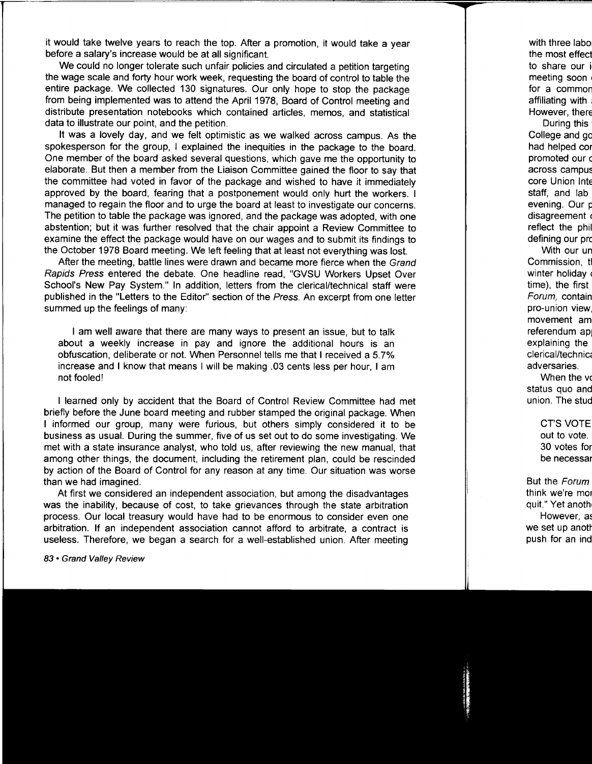it would take twelve years to reach the top. After a promotion, it would take a year before a salary's increase would be at all significant.

We could no longer tolerate such unfair policies and circulated a petition targeting the wage scale and forty hour work week, requesting the board of control to table the entire package. We collected 130 signatures. Our only hope to stop the package from being implemented was to attend the April 1978, Board of Control meeting and distribute presentation notebooks which contained articles, memos, and statistical data to illustrate our point, and the petition.

It was a lovely day, and we felt optimistic as we walked across campus. As the spokesperson for the group, I explained the inequities in the package to the board. One member of the board asked several questions, which gave me the opportunity to elaborate. But then a member from the Liaison Committee gained the floor to say that the committee had voted in favor of the package and wished to have it immediately approved by the board, fearing that a postponement would only hurt the workers. I managed to regain the floor and to urge the board at least to investigate our concerns. The petition to table the package was ignored, and the package was adopted, with one abstention; but it was further resolved that the chair appoint a Review Committee to examine the effect the package would have on our wages and to submit its findings to the October 1978 Board meeting. We left feeling that at least not everything was lost.

After the meeting, battle lines were drawn and became more fierce when the *Grand Rapids Press* entered the debate. One headline read, "GVSU Workers Upset Over School's New Pay System." In addition, letters from the clerical/technical staff were published in the "Letters to the Editor" section of the *Press*. An excerpt from one letter summed up the feelings of many:

> I am well aware that there are many ways to present an issue, but to talk about a weekly increase in pay and ignore the additional hours is an obfuscation, deliberate or not. When Personnel tells me that I received a 5.7% increase and I know that means I will be making .03 cents less per hour, I am not fooled!

I learned only by accident that the Board of Control Review Committee had met briefly before the June board meeting and rubber stamped the original package. When I informed our group, many were furious, but others simply considered it to be business as usual. During the summer, five of us set out to do some investigating. We met with a state insurance analyst, who told us, after reviewing the new manual, that among other things, the document, including the retirement plan, could be rescinded by action of the Board of Control for any reason at any time. Our situation was worse than we had imagined.

At first we considered an independent association, but among the disadvantages was the inability, because of cost, to take grievances through the state arbitration process. Our local treasury would have had to be enormous to consider even one arbitration. If an independent association cannot afford to arbitrate, a contract is useless. Therefore, we began a search for a well-established union. After meeting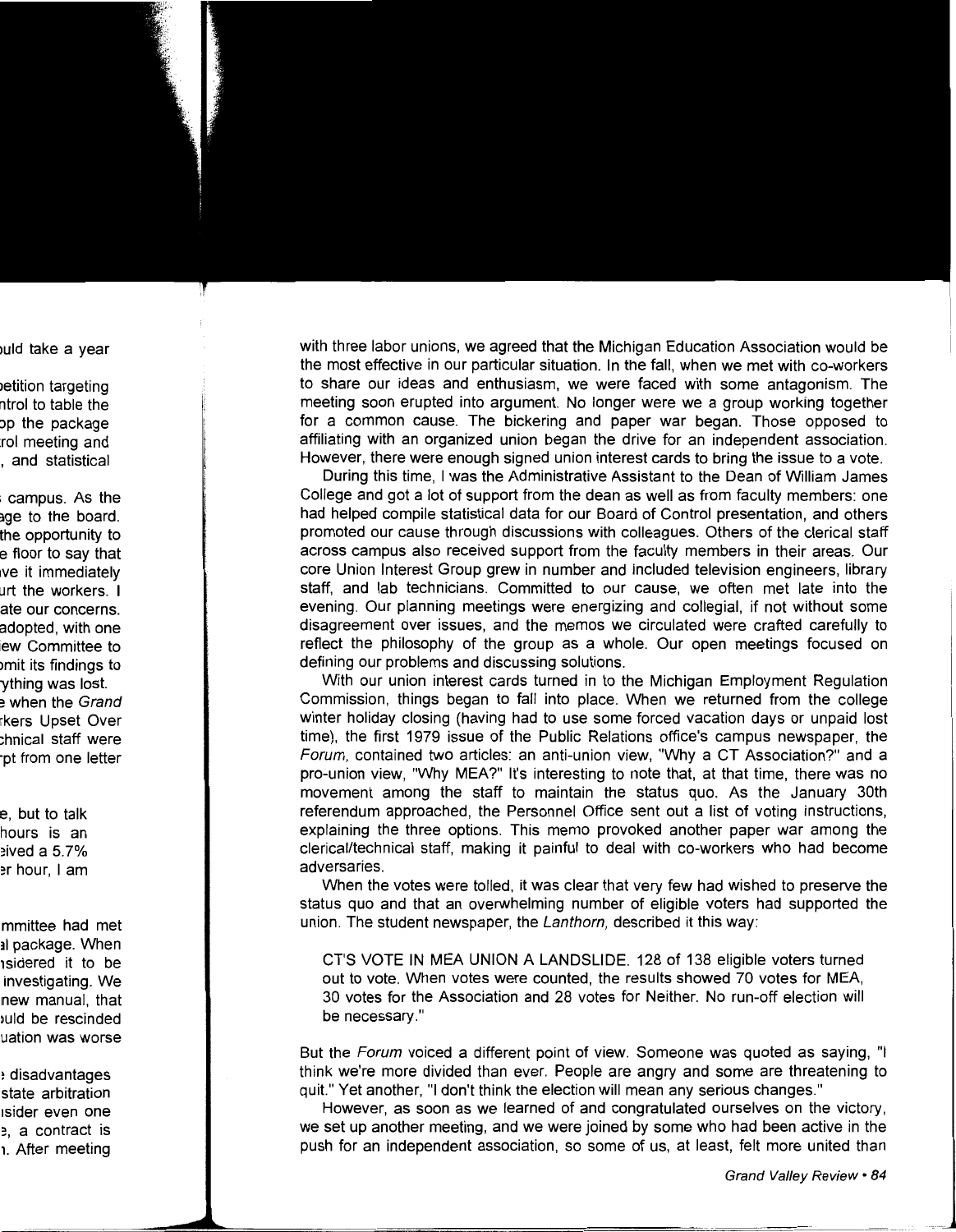with three labor unions, we agreed that the Michigan Education Association would be the most effective in our particular situation. In the fall, when we met with co-workers to share our ideas and enthusiasm, we were faced with some antagonism. The meeting soon erupted into argument. No longer were we a group working together for a common cause. The bickering and paper war began. Those opposed to affiliating with an organized union began the drive for an independent association. However, there were enough signed union interest cards to bring the issue to a vote.

During this time, I was the Administrative Assistant to the Dean of William James College and got a lot of support from the dean as well as from faculty members: one had helped compile statistical data for our Board of Control presentation, and others promoted our cause through discussions with colleagues. Others of the clerical staff across campus also received support from the faculty members in their areas. Our core Union Interest Group grew in number and included television engineers, library staff, and lab technicians. Committed to our cause, we often met late into the evening. Our planning meetings were energizing and collegial, if not without some disagreement over issues, and the memos we circulated were crafted carefully to reflect the philosophy of the group as a whole. Our open meetings focused on defining our problems and discussing solutions.

With our union interest cards turned in to the Michigan Employment Regulation Commission, things began to fall into place. When we returned from the college winter holiday closing (having had to use some forced vacation days or unpaid lost time), the first 1979 issue of the Public Relations office's campus newspaper, the *Forum*, contained two articles: an anti-union view, "Why a CT Association?" and a pro-union view, "Why MEA?" It's interesting to note that, at that time, there was no movement among the staff to maintain the status quo. As the January 30th referendum approached, the Personnel Office sent out a list of voting instructions, explaining the three options. This memo provoked another paper war among the clerical/technical staff, making it painful to deal with co-workers who had become adversaries.

When the votes were tolled, it was clear that very few had wished to preserve the status quo and that an overwhelming number of eligible voters had supported the union. The student newspaper, the *Lanthorn*, described it this way:

> CT'S VOTE IN MEA UNION A LANDSLIDE. 128 of 138 eligible voters turned out to vote. When votes were counted, the results showed 70 votes for MEA, 30 votes for the Association and 28 votes for Neither. No run-off election will be necessary."

But the *Forum* voiced a different point of view. Someone was quoted as saying, "I think we're more divided than ever. People are angry and some are threatening to quit." Yet another, "I don't think the election will mean any serious changes."

However, as soon as we learned of and congratulated ourselves on the victory, we set up another meeting, and we were joined by some who had been active in the push for an independent association, so some of us, at least, felt more united than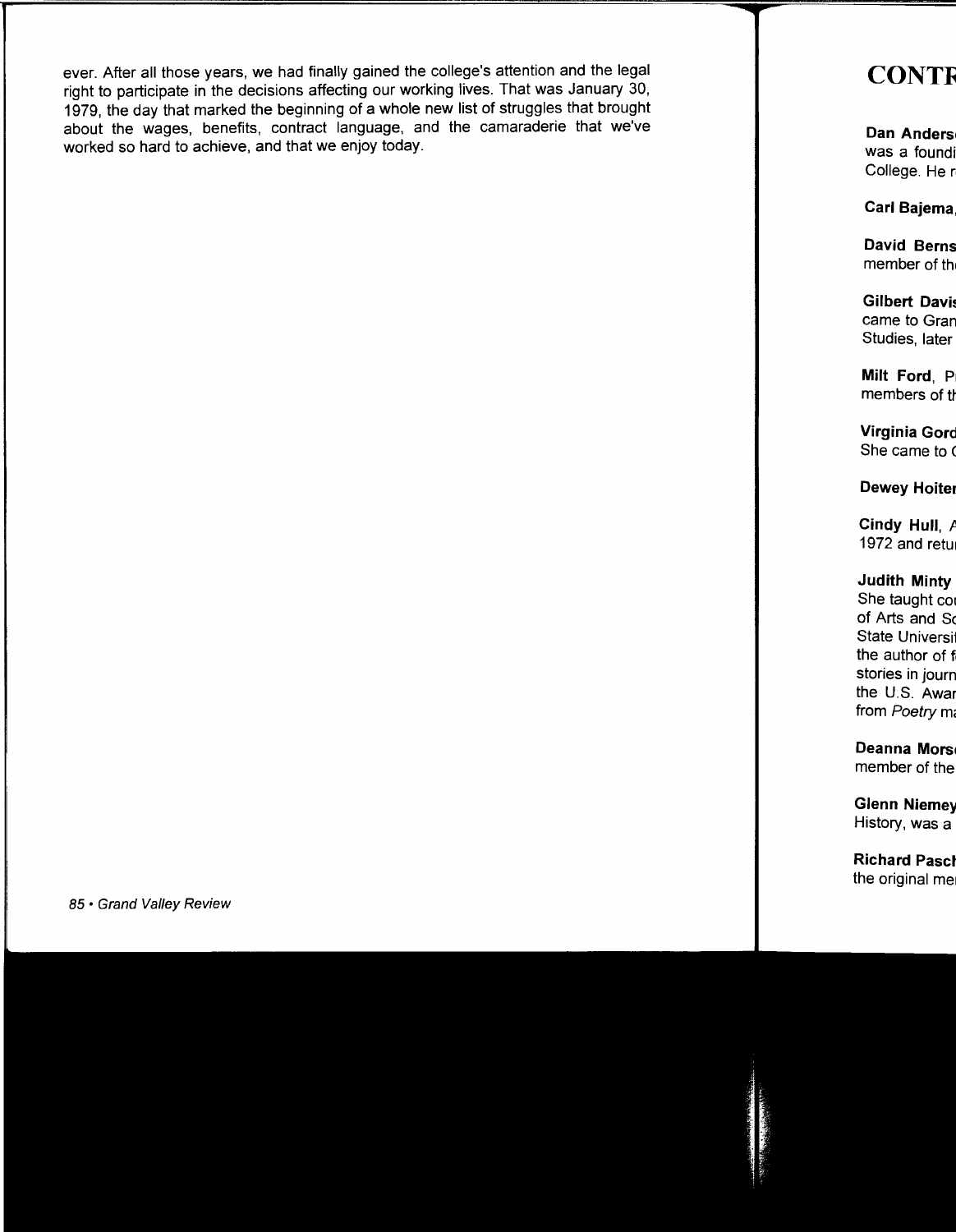ever. After all those years, we had finally gained the college's attention and the legal right to participate in the decisions affecting our working lives. That was January 30, 1979, the day that marked the beginning of a whole new list of struggles that brought about the wages, benefits, contract language, and the camaraderie that we've worked so hard to achieve, and that we enjoy today.

## CONTR

**Dan Anders** was a foundi College. He r

**Carl Bajema**,

**David Berns** member of th

**Gilbert Davis** came to Gran Studies, later

**Milt Ford**, P members of t

**Virginia Gord** She came to

**Dewey Hoite**

**Cindy Hull**, A 1972 and retu

**Judith Minty** She taught co of Arts and S State Universi the author of f stories in journ the U.S. Awar from *Poetry* m

**Deanna Mors** member of the

**Glenn Niemey** History, was a

**Richard Pasch** the original me